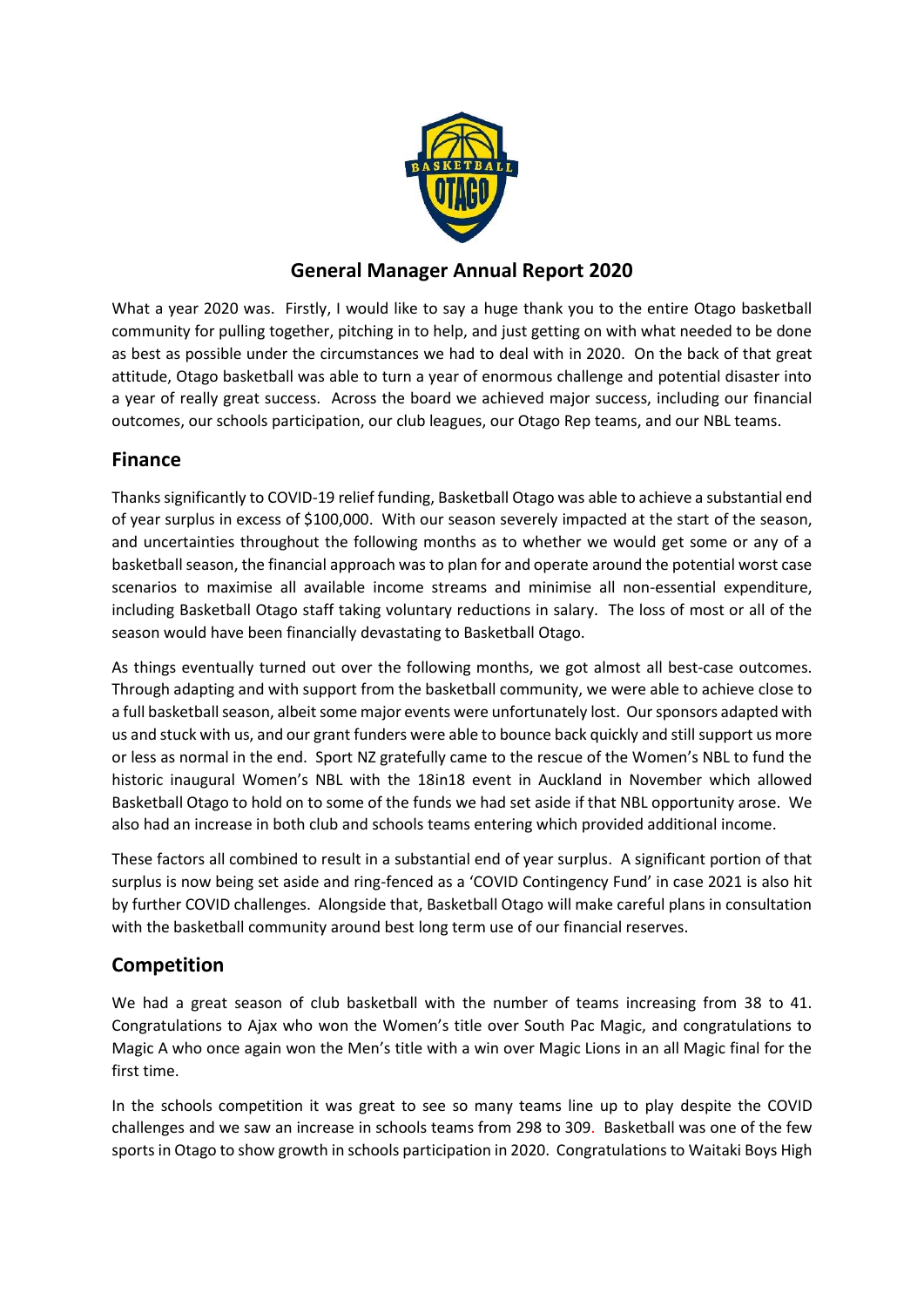# General Manager Annual Report 2020

What a year 2020 was. Firstly, I would like to say a huge thank you to the entire Otago basketball community for pulling together, pitching in to help, and just getting on with what needed to be done as best as possible under the circumstances we had to deal with in 2020. On the back of that great attitude, Otago basketball was able to turn a year of enormous challenge and potential disaster into a year of really great success. Across the board we achieved major success, including our financial outcomes, our schools participation, our club leagues, our Otago Rep teams, and our NBL teams.

## Finance

Thanks significantly to COVID-19 relief funding, Basketball Otago was able to achieve a substantial end of year surplus in excess of $100,000. With our season severely impacted at the start of the season, and uncertainties throughout the following months as to whether we would get some or any of a basketball season, the financial approach was to plan for and operate around the potential worst case scenarios to maximise all available income streams and minimise all non-essential expenditure, including Basketball Otago staff taking voluntary reductions in salary. The loss of most or all of the season would have been financially devastating to Basketball Otago.

As things eventually turned out over the following months, we got almost all best-case outcomes. Through adapting and with support from the basketball community, we were able to achieve close to a full basketball season, albeit some major events were unfortunately lost. Our sponsors adapted with us and stuck with us, and our grant funders were able to bounce back quickly and still support us more or less as normal in the end. Sport NZ gratefully came to the rescue of the Women's NBL to fund the historic inaugural Women's NBL with the 18in18 event in Auckland in November which allowed Basketball Otago to hold on to some of the funds we had set aside if that NBL opportunity arose. We also had an increase in both club and schools teams entering which provided additional income.

These factors all combined to result in a substantial end of year surplus. A significant portion of that surplus is now being set aside and ring-fenced as a 'COVID Contingency Fund' in case 2021 is also hit by further COVID challenges. Alongside that, Basketball Otago will make careful plans in consultation with the basketball community around best long term use of our financial reserves.

## Competition

We had a great season of club basketball with the number of teams increasing from 38 to 41. Congratulations to Ajax who won the Women's title over South Pac Magic, and congratulations to Magic A who once again won the Men's title with a win over Magic Lions in an all Magic final for the first time.

In the schools competition it was great to see so many teams line up to play despite the COVID challenges and we saw an increase in schools teams from 298 to 309. Basketball was one of the few sports in Otago to show growth in schools participation in 2020. Congratulations to Waitaki Boys High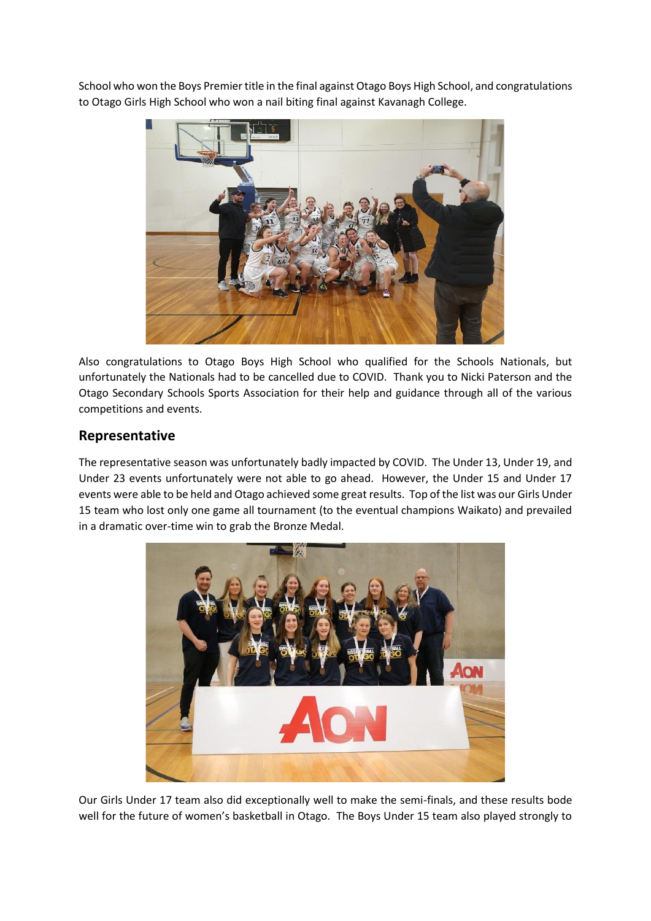School who won the Boys Premier title in the final against Otago Boys High School, and congratulations to Otago Girls High School who won a nail biting final against Kavanagh College.

Also congratulations to Otago Boys High School who qualified for the Schools Nationals, but unfortunately the Nationals had to be cancelled due to COVID. Thank you to Nicki Paterson and the Otago Secondary Schools Sports Association for their help and guidance through all of the various competitions and events.

## Representative

The representative season was unfortunately badly impacted by COVID. The Under 13, Under 19, and Under 23 events unfortunately were not able to go ahead. However, the Under 15 and Under 17 events were able to be held and Otago achieved some great results. Top of the list was our Girls Under 15 team who lost only one game all tournament (to the eventual champions Waikato) and prevailed in a dramatic over-time win to grab the Bronze Medal.

Our Girls Under 17 team also did exceptionally well to make the semi-finals, and these results bode well for the future of women's basketball in Otago. The Boys Under 15 team also played strongly to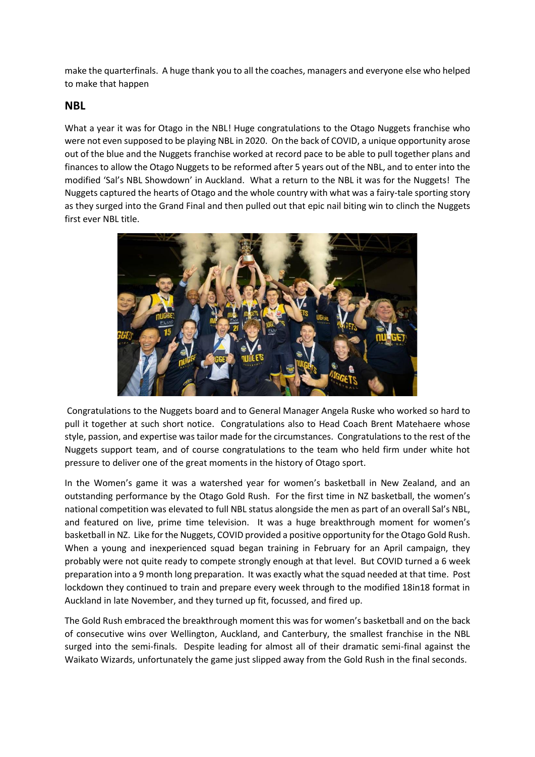make the quarterfinals. A huge thank you to all the coaches, managers and everyone else who helped to make that happen

## NBL

What a year it was for Otago in the NBL! Huge congratulations to the Otago Nuggets franchise who were not even supposed to be playing NBL in 2020. On the back of COVID, a unique opportunity arose out of the blue and the Nuggets franchise worked at record pace to be able to pull together plans and finances to allow the Otago Nuggets to be reformed after 5 years out of the NBL, and to enter into the modified 'Sal's NBL Showdown' in Auckland. What a return to the NBL it was for the Nuggets! The Nuggets captured the hearts of Otago and the whole country with what was a fairy-tale sporting story as they surged into the Grand Final and then pulled out that epic nail biting win to clinch the Nuggets first ever NBL title.

Congratulations to the Nuggets board and to General Manager Angela Ruske who worked so hard to pull it together at such short notice. Congratulations also to Head Coach Brent Matehaere whose style, passion, and expertise was tailor made for the circumstances. Congratulations to the rest of the Nuggets support team, and of course congratulations to the team who held firm under white hot pressure to deliver one of the great moments in the history of Otago sport.

In the Women's game it was a watershed year for women's basketball in New Zealand, and an outstanding performance by the Otago Gold Rush. For the first time in NZ basketball, the women's national competition was elevated to full NBL status alongside the men as part of an overall Sal's NBL, and featured on live, prime time television. It was a huge breakthrough moment for women's basketball in NZ. Like for the Nuggets, COVID provided a positive opportunity for the Otago Gold Rush. When a young and inexperienced squad began training in February for an April campaign, they probably were not quite ready to compete strongly enough at that level. But COVID turned a 6 week preparation into a 9 month long preparation. It was exactly what the squad needed at that time. Post lockdown they continued to train and prepare every week through to the modified 18in18 format in Auckland in late November, and they turned up fit, focussed, and fired up.

The Gold Rush embraced the breakthrough moment this was for women's basketball and on the back of consecutive wins over Wellington, Auckland, and Canterbury, the smallest franchise in the NBL surged into the semi-finals. Despite leading for almost all of their dramatic semi-final against the Waikato Wizards, unfortunately the game just slipped away from the Gold Rush in the final seconds.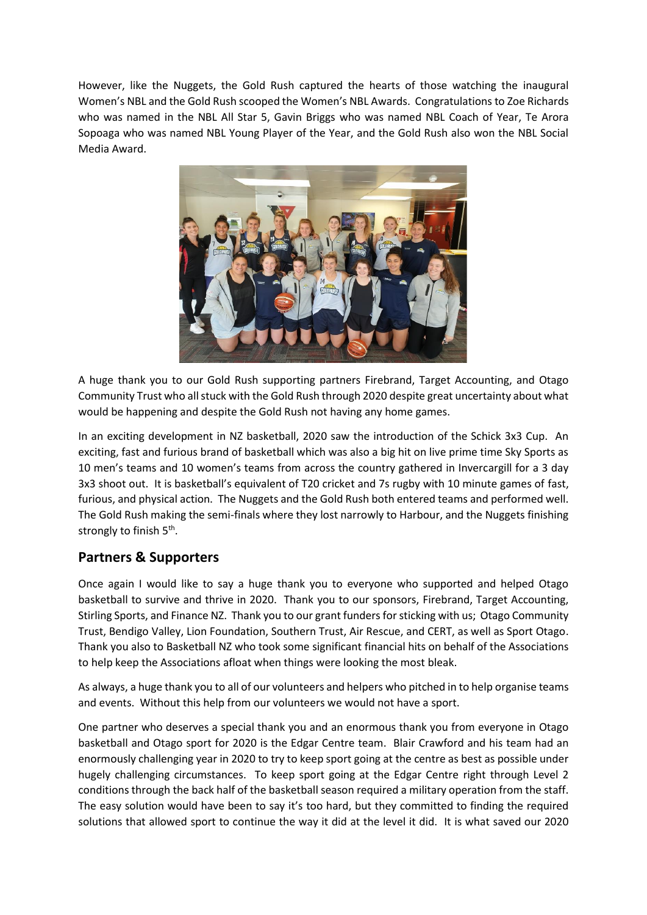However, like the Nuggets, the Gold Rush captured the hearts of those watching the inaugural Women's NBL and the Gold Rush scooped the Women's NBL Awards. Congratulations to Zoe Richards who was named in the NBL All Star 5, Gavin Briggs who was named NBL Coach of Year, Te Arora Sopoaga who was named NBL Young Player of the Year, and the Gold Rush also won the NBL Social Media Award.

A huge thank you to our Gold Rush supporting partners Firebrand, Target Accounting, and Otago Community Trust who all stuck with the Gold Rush through 2020 despite great uncertainty about what would be happening and despite the Gold Rush not having any home games.

In an exciting development in NZ basketball, 2020 saw the introduction of the Schick 3x3 Cup. An exciting, fast and furious brand of basketball which was also a big hit on live prime time Sky Sports as 10 men's teams and 10 women's teams from across the country gathered in Invercargill for a 3 day 3x3 shoot out. It is basketball's equivalent of T20 cricket and 7s rugby with 10 minute games of fast, furious, and physical action. The Nuggets and the Gold Rush both entered teams and performed well. The Gold Rush making the semi-finals where they lost narrowly to Harbour, and the Nuggets finishing strongly to finish 5th.

## Partners & Supporters

Once again I would like to say a huge thank you to everyone who supported and helped Otago basketball to survive and thrive in 2020. Thank you to our sponsors, Firebrand, Target Accounting, Stirling Sports, and Finance NZ. Thank you to our grant funders for sticking with us; Otago Community Trust, Bendigo Valley, Lion Foundation, Southern Trust, Air Rescue, and CERT, as well as Sport Otago. Thank you also to Basketball NZ who took some significant financial hits on behalf of the Associations to help keep the Associations afloat when things were looking the most bleak.

As always, a huge thank you to all of our volunteers and helpers who pitched in to help organise teams and events. Without this help from our volunteers we would not have a sport.

One partner who deserves a special thank you and an enormous thank you from everyone in Otago basketball and Otago sport for 2020 is the Edgar Centre team. Blair Crawford and his team had an enormously challenging year in 2020 to try to keep sport going at the centre as best as possible under hugely challenging circumstances. To keep sport going at the Edgar Centre right through Level 2 conditions through the back half of the basketball season required a military operation from the staff. The easy solution would have been to say it's too hard, but they committed to finding the required solutions that allowed sport to continue the way it did at the level it did. It is what saved our 2020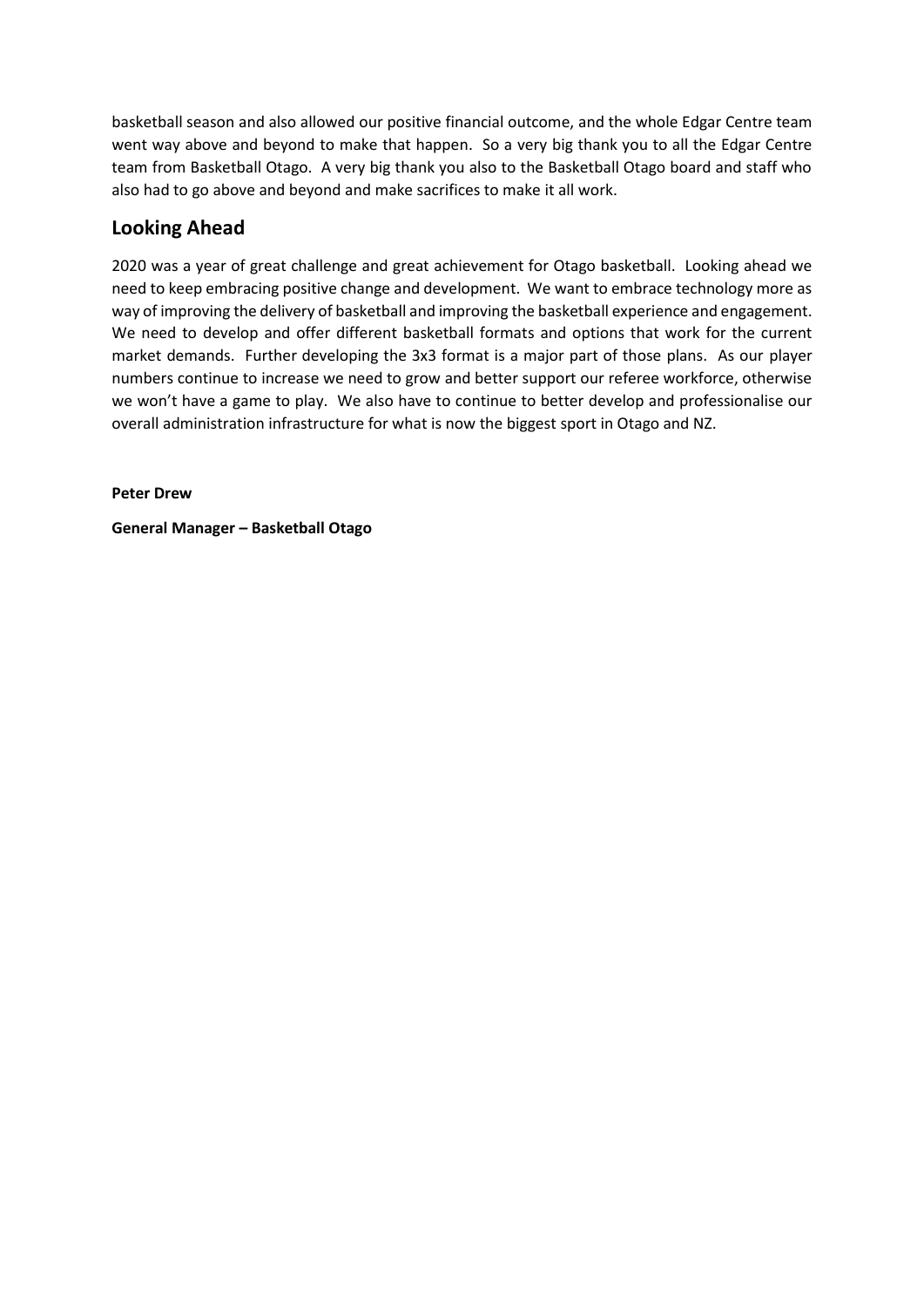basketball season and also allowed our positive financial outcome, and the whole Edgar Centre team went way above and beyond to make that happen. So a very big thank you to all the Edgar Centre team from Basketball Otago. A very big thank you also to the Basketball Otago board and staff who also had to go above and beyond and make sacrifices to make it all work.

## Looking Ahead

2020 was a year of great challenge and great achievement for Otago basketball. Looking ahead we need to keep embracing positive change and development. We want to embrace technology more as way of improving the delivery of basketball and improving the basketball experience and engagement. We need to develop and offer different basketball formats and options that work for the current market demands. Further developing the 3x3 format is a major part of those plans. As our player numbers continue to increase we need to grow and better support our referee workforce, otherwise we won't have a game to play. We also have to continue to better develop and professionalise our overall administration infrastructure for what is now the biggest sport in Otago and NZ.

**Peter Drew**

**General Manager – Basketball Otago**